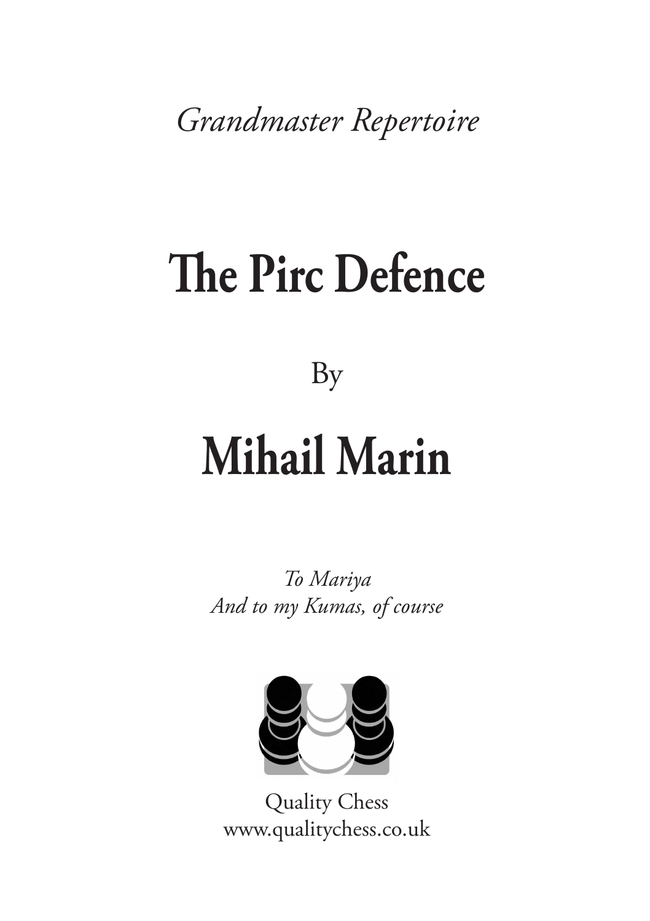*Grandmaster Repertoire*

# The Pirc Defence

By

# Mihail Marin

*To Mariya*
*And to my Kumas, of course*

Quality Chess
www.qualitychess.co.uk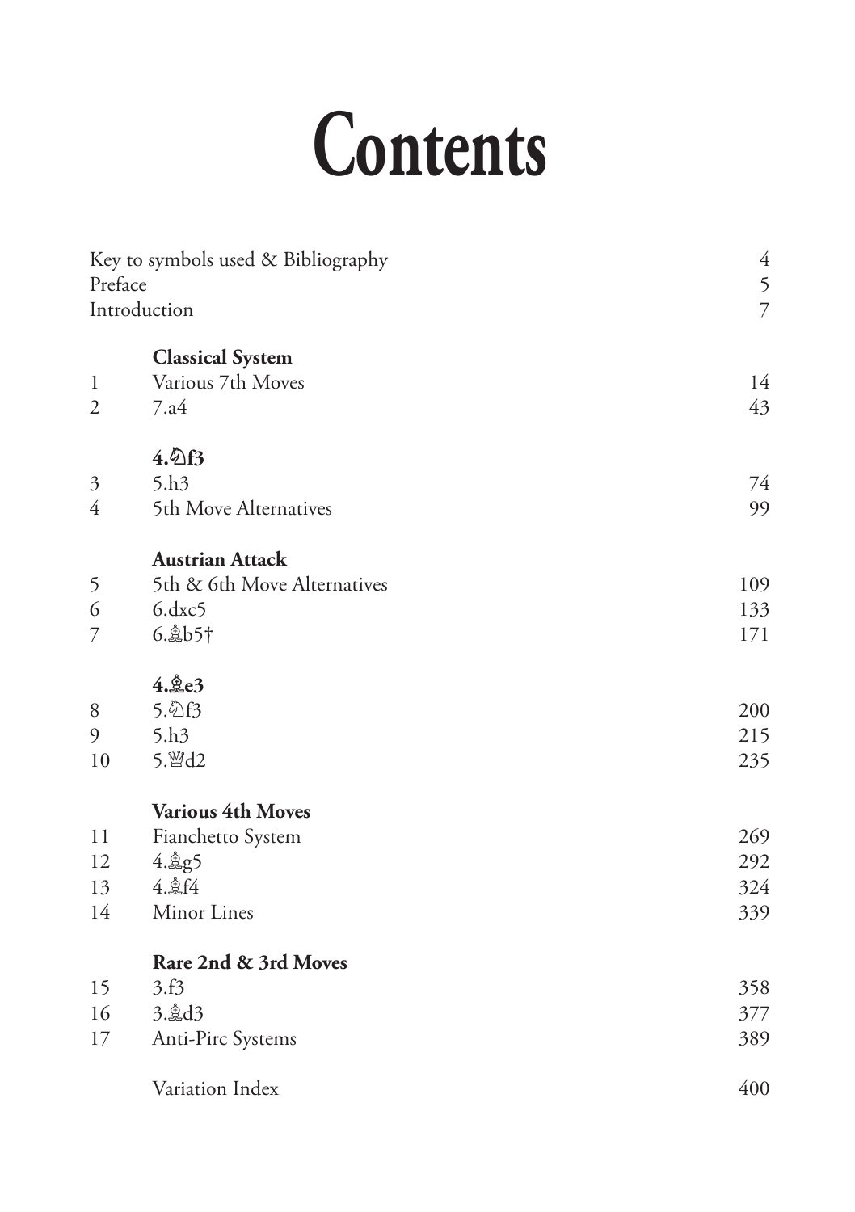# Contents

| | | |
|---|---|---|
| Key to symbols used & Bibliography | | 4 |
| Preface | | 5 |
| Introduction | | 7 |
| | **Classical System** | |
| 1 | Various 7th Moves | 14 |
| 2 | 7.a4 | 43 |
| | **4.♘f3** | |
| 3 | 5.h3 | 74 |
| 4 | 5th Move Alternatives | 99 |
| | **Austrian Attack** | |
| 5 | 5th & 6th Move Alternatives | 109 |
| 6 | 6.dxc5 | 133 |
| 7 | 6.♗b5† | 171 |
| | **4.♗e3** | |
| 8 | 5.♘f3 | 200 |
| 9 | 5.h3 | 215 |
| 10 | 5.♕d2 | 235 |
| | **Various 4th Moves** | |
| 11 | Fianchetto System | 269 |
| 12 | 4.♗g5 | 292 |
| 13 | 4.♗f4 | 324 |
| 14 | Minor Lines | 339 |
| | **Rare 2nd & 3rd Moves** | |
| 15 | 3.f3 | 358 |
| 16 | 3.♗d3 | 377 |
| 17 | Anti-Pirc Systems | 389 |
| | Variation Index | 400 |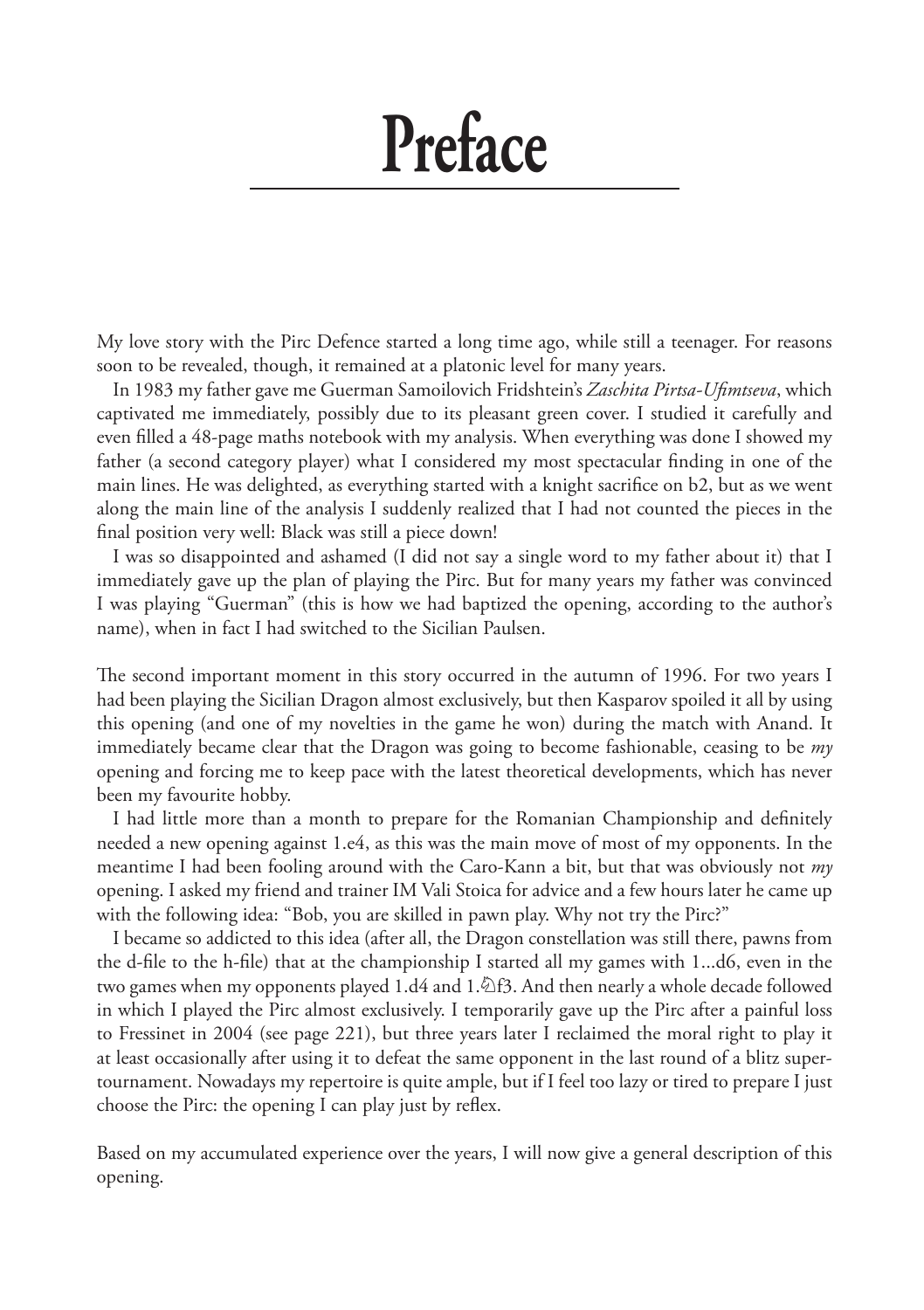# Preface

My love story with the Pirc Defence started a long time ago, while still a teenager. For reasons soon to be revealed, though, it remained at a platonic level for many years.

In 1983 my father gave me Guerman Samoilovich Fridshtein's *Zaschita Pirtsa-Ufimtseva*, which captivated me immediately, possibly due to its pleasant green cover. I studied it carefully and even filled a 48-page maths notebook with my analysis. When everything was done I showed my father (a second category player) what I considered my most spectacular finding in one of the main lines. He was delighted, as everything started with a knight sacrifice on b2, but as we went along the main line of the analysis I suddenly realized that I had not counted the pieces in the final position very well: Black was still a piece down!

I was so disappointed and ashamed (I did not say a single word to my father about it) that I immediately gave up the plan of playing the Pirc. But for many years my father was convinced I was playing "Guerman" (this is how we had baptized the opening, according to the author's name), when in fact I had switched to the Sicilian Paulsen.

The second important moment in this story occurred in the autumn of 1996. For two years I had been playing the Sicilian Dragon almost exclusively, but then Kasparov spoiled it all by using this opening (and one of my novelties in the game he won) during the match with Anand. It immediately became clear that the Dragon was going to become fashionable, ceasing to be *my* opening and forcing me to keep pace with the latest theoretical developments, which has never been my favourite hobby.

I had little more than a month to prepare for the Romanian Championship and definitely needed a new opening against 1.e4, as this was the main move of most of my opponents. In the meantime I had been fooling around with the Caro-Kann a bit, but that was obviously not *my* opening. I asked my friend and trainer IM Vali Stoica for advice and a few hours later he came up with the following idea: "Bob, you are skilled in pawn play. Why not try the Pirc?"

I became so addicted to this idea (after all, the Dragon constellation was still there, pawns from the d-file to the h-file) that at the championship I started all my games with 1...d6, even in the two games when my opponents played 1.d4 and 1.♘f3. And then nearly a whole decade followed in which I played the Pirc almost exclusively. I temporarily gave up the Pirc after a painful loss to Fressinet in 2004 (see page 221), but three years later I reclaimed the moral right to play it at least occasionally after using it to defeat the same opponent in the last round of a blitz super-tournament. Nowadays my repertoire is quite ample, but if I feel too lazy or tired to prepare I just choose the Pirc: the opening I can play just by reflex.

Based on my accumulated experience over the years, I will now give a general description of this opening.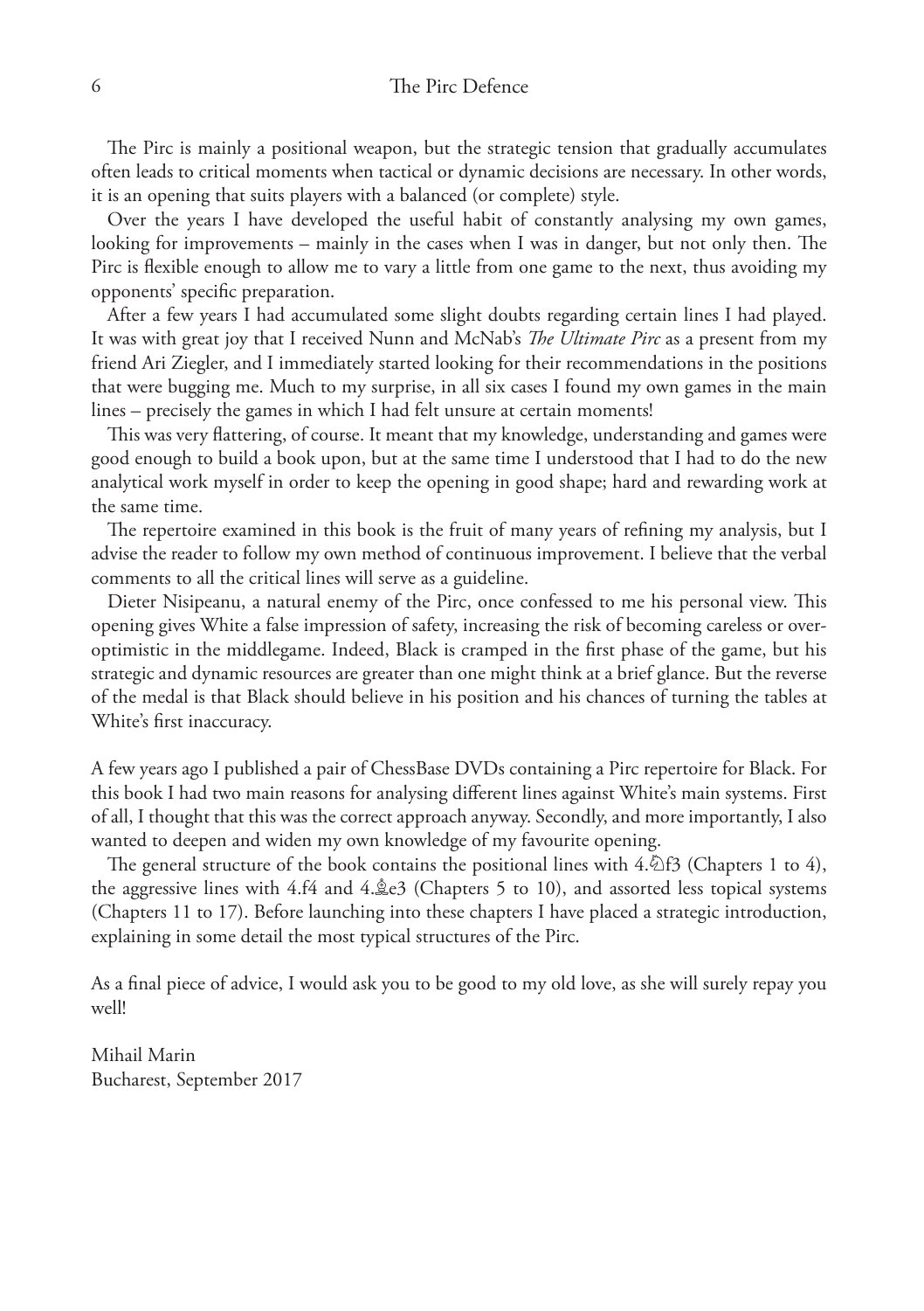The Pirc is mainly a positional weapon, but the strategic tension that gradually accumulates often leads to critical moments when tactical or dynamic decisions are necessary. In other words, it is an opening that suits players with a balanced (or complete) style.

Over the years I have developed the useful habit of constantly analysing my own games, looking for improvements – mainly in the cases when I was in danger, but not only then. The Pirc is flexible enough to allow me to vary a little from one game to the next, thus avoiding my opponents' specific preparation.

After a few years I had accumulated some slight doubts regarding certain lines I had played. It was with great joy that I received Nunn and McNab's *The Ultimate Pirc* as a present from my friend Ari Ziegler, and I immediately started looking for their recommendations in the positions that were bugging me. Much to my surprise, in all six cases I found my own games in the main lines – precisely the games in which I had felt unsure at certain moments!

This was very flattering, of course. It meant that my knowledge, understanding and games were good enough to build a book upon, but at the same time I understood that I had to do the new analytical work myself in order to keep the opening in good shape; hard and rewarding work at the same time.

The repertoire examined in this book is the fruit of many years of refining my analysis, but I advise the reader to follow my own method of continuous improvement. I believe that the verbal comments to all the critical lines will serve as a guideline.

Dieter Nisipeanu, a natural enemy of the Pirc, once confessed to me his personal view. This opening gives White a false impression of safety, increasing the risk of becoming careless or over-optimistic in the middlegame. Indeed, Black is cramped in the first phase of the game, but his strategic and dynamic resources are greater than one might think at a brief glance. But the reverse of the medal is that Black should believe in his position and his chances of turning the tables at White's first inaccuracy.

A few years ago I published a pair of ChessBase DVDs containing a Pirc repertoire for Black. For this book I had two main reasons for analysing different lines against White's main systems. First of all, I thought that this was the correct approach anyway. Secondly, and more importantly, I also wanted to deepen and widen my own knowledge of my favourite opening.

The general structure of the book contains the positional lines with 4.♘f3 (Chapters 1 to 4), the aggressive lines with 4.f4 and 4.♗e3 (Chapters 5 to 10), and assorted less topical systems (Chapters 11 to 17). Before launching into these chapters I have placed a strategic introduction, explaining in some detail the most typical structures of the Pirc.

As a final piece of advice, I would ask you to be good to my old love, as she will surely repay you well!

Mihail Marin
Bucharest, September 2017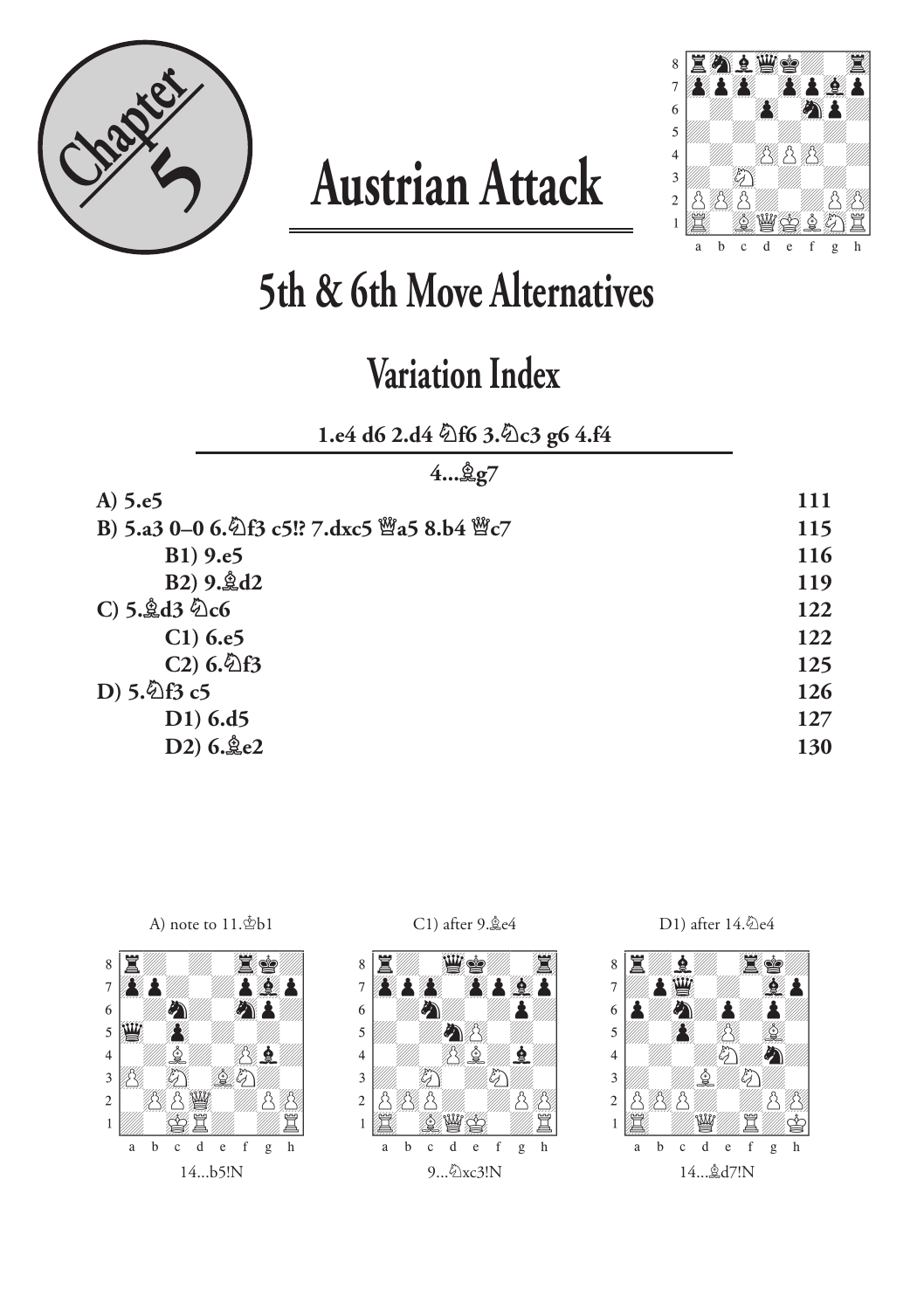# Chapter 5

# Austrian Attack

## 5th & 6th Move Alternatives

## Variation Index

**1.e4 d6 2.d4 ♘f6 3.♘c3 g6 4.f4**

**4...♗g7**

| | |
|---|---|
| **A) 5.e5** | **111** |
| **B) 5.a3 0–0 6.♘f3 c5!? 7.dxc5 ♕a5 8.b4 ♕c7** | **115** |
| &nbsp;&nbsp;&nbsp;&nbsp;**B1) 9.e5** | **116** |
| &nbsp;&nbsp;&nbsp;&nbsp;**B2) 9.♗d2** | **119** |
| **C) 5.♗d3 ♘c6** | **122** |
| &nbsp;&nbsp;&nbsp;&nbsp;**C1) 6.e5** | **122** |
| &nbsp;&nbsp;&nbsp;&nbsp;**C2) 6.♘f3** | **125** |
| **D) 5.♘f3 c5** | **126** |
| &nbsp;&nbsp;&nbsp;&nbsp;**D1) 6.d5** | **127** |
| &nbsp;&nbsp;&nbsp;&nbsp;**D2) 6.♗e2** | **130** |

A) note to 11.♔b1

14...b5!N

C1) after 9.♗e4

9...♘xc3!N

D1) after 14.♘e4

14...♗d7!N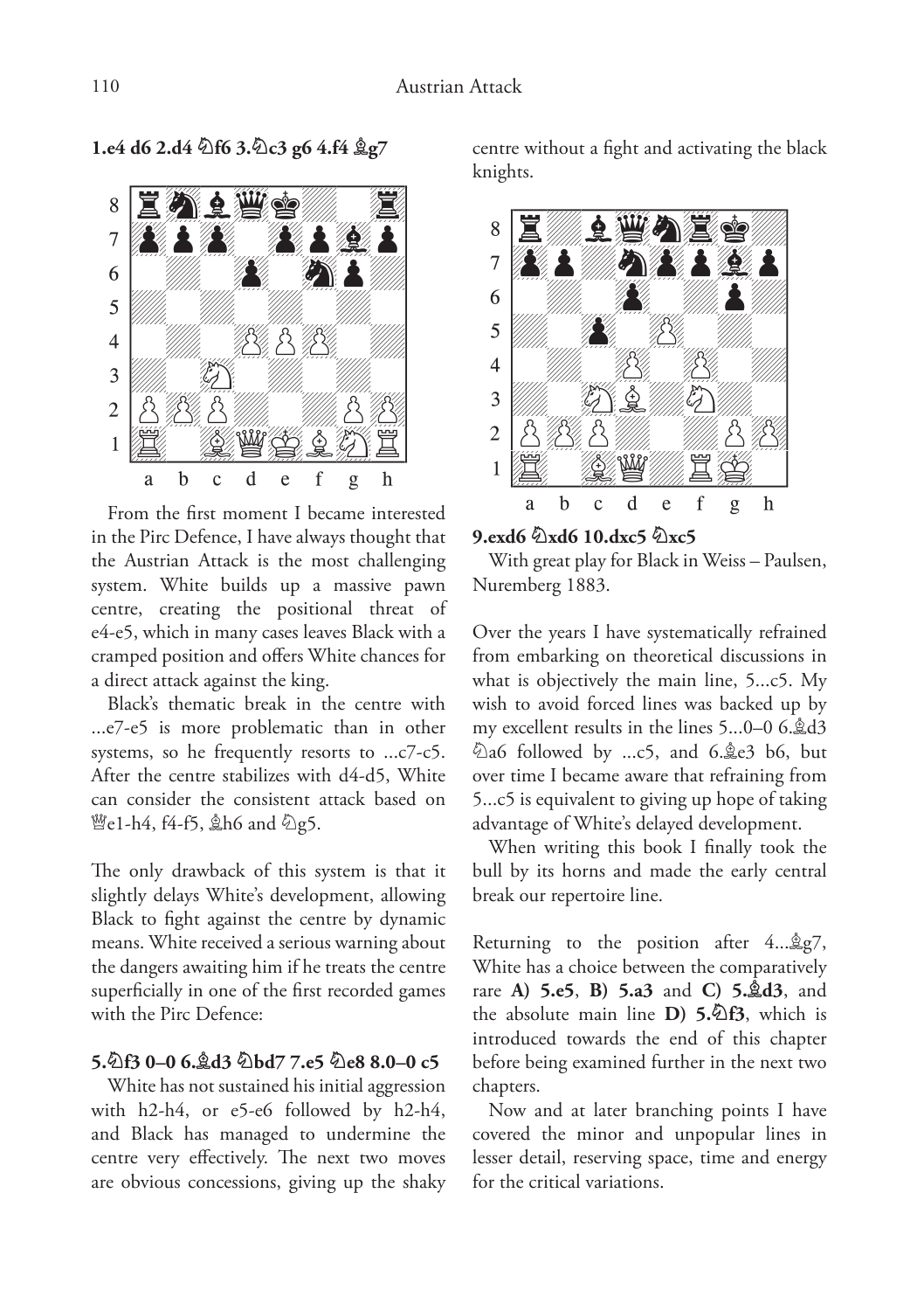**1.e4 d6 2.d4 ♘f6 3.♘c3 g6 4.f4 ♗g7**

From the first moment I became interested in the Pirc Defence, I have always thought that the Austrian Attack is the most challenging system. White builds up a massive pawn centre, creating the positional threat of e4-e5, which in many cases leaves Black with a cramped position and offers White chances for a direct attack against the king.

Black's thematic break in the centre with ...e7-e5 is more problematic than in other systems, so he frequently resorts to ...c7-c5. After the centre stabilizes with d4-d5, White can consider the consistent attack based on ♕e1-h4, f4-f5, ♗h6 and ♘g5.

The only drawback of this system is that it slightly delays White's development, allowing Black to fight against the centre by dynamic means. White received a serious warning about the dangers awaiting him if he treats the centre superficially in one of the first recorded games with the Pirc Defence:

**5.♘f3 0–0 6.♗d3 ♘bd7 7.e5 ♘e8 8.0–0 c5**

White has not sustained his initial aggression with h2-h4, or e5-e6 followed by h2-h4, and Black has managed to undermine the centre very effectively. The next two moves are obvious concessions, giving up the shaky centre without a fight and activating the black knights.

**9.exd6 ♘xd6 10.dxc5 ♘xc5**

With great play for Black in Weiss – Paulsen, Nuremberg 1883.

Over the years I have systematically refrained from embarking on theoretical discussions in what is objectively the main line, 5...c5. My wish to avoid forced lines was backed up by my excellent results in the lines 5...0–0 6.♗d3 ♘a6 followed by ...c5, and 6.♗e3 b6, but over time I became aware that refraining from 5...c5 is equivalent to giving up hope of taking advantage of White's delayed development.

When writing this book I finally took the bull by its horns and made the early central break our repertoire line.

Returning to the position after 4...♗g7, White has a choice between the comparatively rare **A) 5.e5**, **B) 5.a3** and **C) 5.♗d3**, and the absolute main line **D) 5.♘f3**, which is introduced towards the end of this chapter before being examined further in the next two chapters.

Now and at later branching points I have covered the minor and unpopular lines in lesser detail, reserving space, time and energy for the critical variations.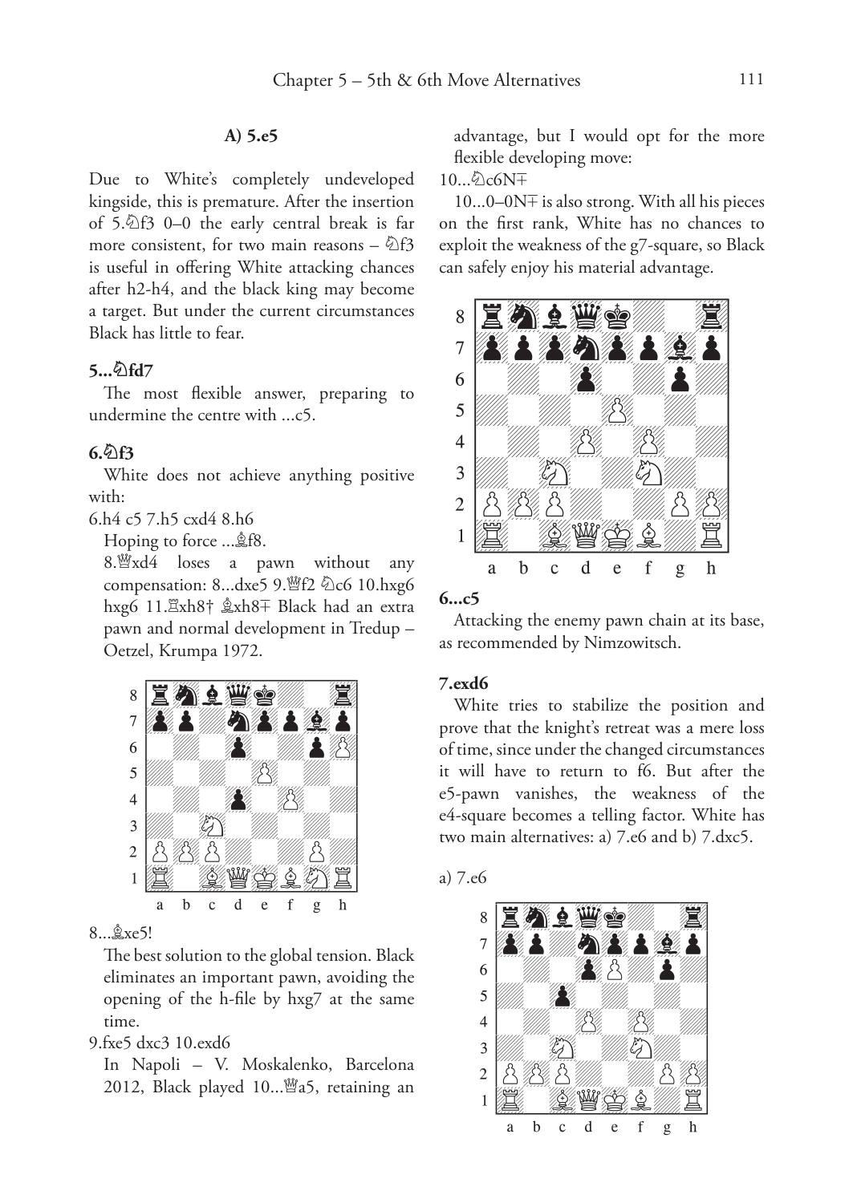### A) 5.e5

Due to White's completely undeveloped kingside, this is premature. After the insertion of 5.♘f3 0–0 the early central break is far more consistent, for two main reasons – ♘f3 is useful in offering White attacking chances after h2-h4, and the black king may become a target. But under the current circumstances Black has little to fear.

**5...♘fd7**

The most flexible answer, preparing to undermine the centre with ...c5.

**6.♘f3**

White does not achieve anything positive with:

6.h4 c5 7.h5 cxd4 8.h6

Hoping to force ...♗f8.

8.♕xd4 loses a pawn without any compensation: 8...dxe5 9.♕f2 ♘c6 10.hxg6 hxg6 11.♖xh8† ♗xh8∓ Black had an extra pawn and normal development in Tredup – Oetzel, Krumpa 1972.

8...♗xe5!

The best solution to the global tension. Black eliminates an important pawn, avoiding the opening of the h-file by hxg7 at the same time.

9.fxe5 dxc3 10.exd6

In Napoli – V. Moskalenko, Barcelona 2012, Black played 10...♕a5, retaining an advantage, but I would opt for the more flexible developing move:

10...♘c6N∓

10...0–0N∓ is also strong. With all his pieces on the first rank, White has no chances to exploit the weakness of the g7-square, so Black can safely enjoy his material advantage.

**6...c5**

Attacking the enemy pawn chain at its base, as recommended by Nimzowitsch.

**7.exd6**

White tries to stabilize the position and prove that the knight's retreat was a mere loss of time, since under the changed circumstances it will have to return to f6. But after the e5-pawn vanishes, the weakness of the e4-square becomes a telling factor. White has two main alternatives: a) 7.e6 and b) 7.dxc5.

a) 7.e6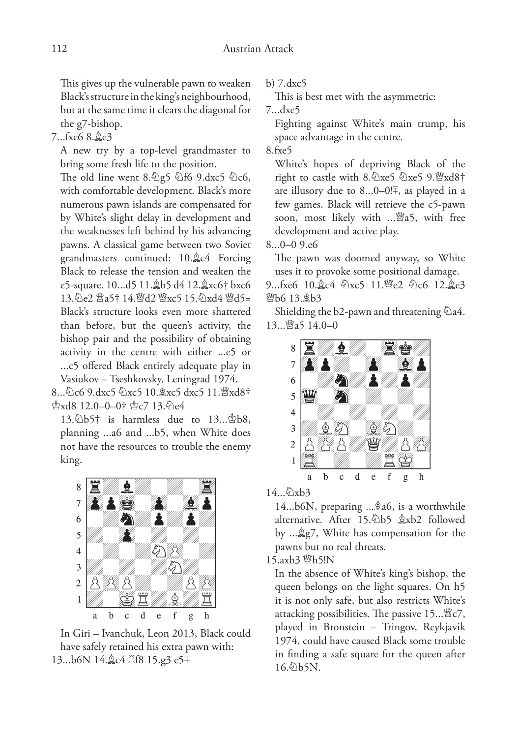This gives up the vulnerable pawn to weaken Black's structure in the king's neighbourhood, but at the same time it clears the diagonal for the g7-bishop.

7...fxe6 8.♗e3

A new try by a top-level grandmaster to bring some fresh life to the position.

The old line went 8.♘g5 ♘f6 9.dxc5 ♘c6, with comfortable development. Black's more numerous pawn islands are compensated for by White's slight delay in development and the weaknesses left behind by his advancing pawns. A classical game between two Soviet grandmasters continued: 10.♗c4 Forcing Black to release the tension and weaken the e5-square. 10...d5 11.♗b5 d4 12.♗xc6† bxc6 13.♘e2 ♕a5† 14.♕d2 ♕xc5 15.♘xd4 ♕d5= Black's structure looks even more shattered than before, but the queen's activity, the bishop pair and the possibility of obtaining activity in the centre with either ...e5 or ...c5 offered Black entirely adequate play in Vasiukov – Tseshkovsky, Leningrad 1974.

8...♘c6 9.dxc5 ♘xc5 10.♗xc5 dxc5 11.♕xd8† ♔xd8 12.0–0–0† ♔c7 13.♘e4

13.♘b5† is harmless due to 13...♔b8, planning ...a6 and ...b5, when White does not have the resources to trouble the enemy king.

In Giri – Ivanchuk, Leon 2013, Black could have safely retained his extra pawn with:

13...b6N 14.♗c4 ♖f8 15.g3 e5∓

b) 7.dxc5

This is best met with the asymmetric:

7...dxe5

Fighting against White's main trump, his space advantage in the centre.

8.fxe5

White's hopes of depriving Black of the right to castle with 8.♘xe5 ♘xe5 9.♕xd8† are illusory due to 8...0–0!∓, as played in a few games. Black will retrieve the c5-pawn soon, most likely with ...♕a5, with free development and active play.

8...0–0 9.e6

The pawn was doomed anyway, so White uses it to provoke some positional damage.

9...fxe6 10.♗c4 ♘xc5 11.♕e2 ♘c6 12.♗e3 ♕b6 13.♗b3

Shielding the b2-pawn and threatening ♘a4.

13...♕a5 14.0–0

14...♘xb3

14...b6N, preparing ...♗a6, is a worthwhile alternative. After 15.♘b5 ♗xb2 followed by ...♗g7, White has compensation for the pawns but no real threats.

15.axb3 ♕h5!N

In the absence of White's king's bishop, the queen belongs on the light squares. On h5 it is not only safe, but also restricts White's attacking possibilities. The passive 15...♕c7, played in Bronstein – Tringov, Reykjavik 1974, could have caused Black some trouble in finding a safe square for the queen after 16.♘b5N.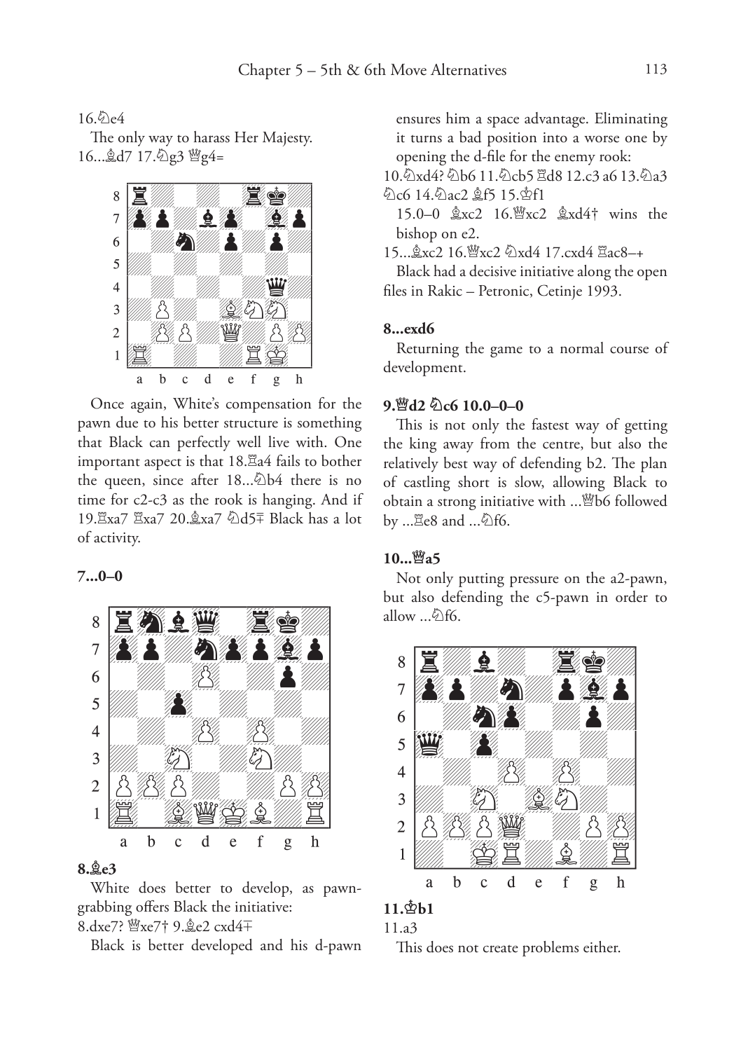16.♘e4

The only way to harass Her Majesty.

16...♗d7 17.♘g3 ♕g4=

Once again, White's compensation for the pawn due to his better structure is something that Black can perfectly well live with. One important aspect is that 18.♖a4 fails to bother the queen, since after 18...♘b4 there is no time for c2-c3 as the rook is hanging. And if 19.♖xa7 ♖xa7 20.♗xa7 ♘d5∓ Black has a lot of activity.

**7...0–0**

**8.♗e3**

White does better to develop, as pawn-grabbing offers Black the initiative:

8.dxe7? ♕xe7† 9.♗e2 cxd4∓

Black is better developed and his d-pawn ensures him a space advantage. Eliminating it turns a bad position into a worse one by opening the d-file for the enemy rook:

10.♘xd4? ♘b6 11.♘cb5 ♖d8 12.c3 a6 13.♘a3 ♘c6 14.♘ac2 ♗f5 15.♔f1

15.0–0 ♗xc2 16.♕xc2 ♗xd4† wins the bishop on e2.

15...♗xc2 16.♕xc2 ♘xd4 17.cxd4 ♖ac8–+

Black had a decisive initiative along the open files in Rakic – Petronic, Cetinje 1993.

**8...exd6**

Returning the game to a normal course of development.

**9.♕d2 ♘c6 10.0–0–0**

This is not only the fastest way of getting the king away from the centre, but also the relatively best way of defending b2. The plan of castling short is slow, allowing Black to obtain a strong initiative with ...♕b6 followed by ...♖e8 and ...♘f6.

**10...♕a5**

Not only putting pressure on the a2-pawn, but also defending the c5-pawn in order to allow ...♘f6.

**11.♔b1**

11.a3

This does not create problems either.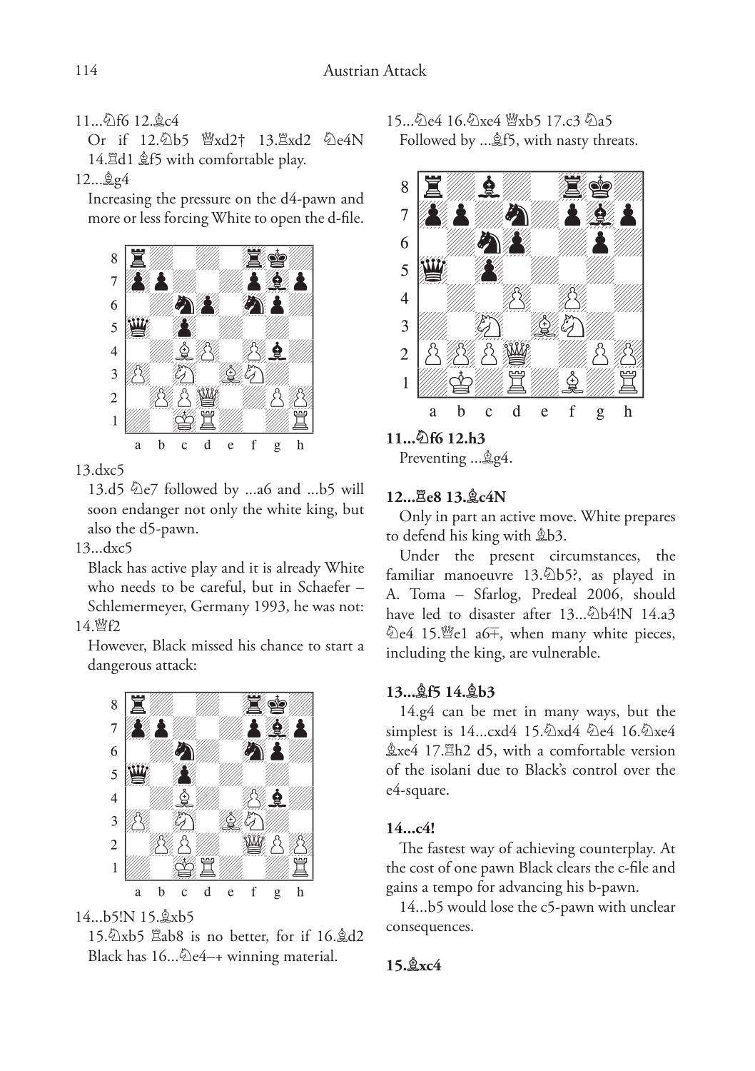11...♘f6 12.♗c4

Or if 12.♘b5 ♕xd2† 13.♖xd2 ♘e4N 14.♖d1 ♗f5 with comfortable play.

12...♗g4

Increasing the pressure on the d4-pawn and more or less forcing White to open the d-file.

13.dxc5

13.d5 ♘e7 followed by ...a6 and ...b5 will soon endanger not only the white king, but also the d5-pawn.

13...dxc5

Black has active play and it is already White who needs to be careful, but in Schaefer – Schlemermeyer, Germany 1993, he was not:

14.♕f2

However, Black missed his chance to start a dangerous attack:

14...b5!N 15.♗xb5

15.♘xb5 ♖ab8 is no better, for if 16.♗d2 Black has 16...♘e4–+ winning material.

15...♘e4 16.♘xe4 ♕xb5 17.c3 ♘a5

Followed by ...♗f5, with nasty threats.

**11...♘f6 12.h3**

Preventing ...♗g4.

**12...♖e8 13.♗c4N**

Only in part an active move. White prepares to defend his king with ♗b3.

Under the present circumstances, the familiar manoeuvre 13.♘b5?, as played in A. Toma – Sfarlog, Predeal 2006, should have led to disaster after 13...♘b4!N 14.a3 ♘e4 15.♕e1 a6∓, when many white pieces, including the king, are vulnerable.

**13...♗f5 14.♗b3**

14.g4 can be met in many ways, but the simplest is 14...cxd4 15.♘xd4 ♘e4 16.♘xe4 ♗xe4 17.♖h2 d5, with a comfortable version of the isolani due to Black's control over the e4-square.

**14...c4!**

The fastest way of achieving counterplay. At the cost of one pawn Black clears the c-file and gains a tempo for advancing his b-pawn.

14...b5 would lose the c5-pawn with unclear consequences.

**15.♗xc4**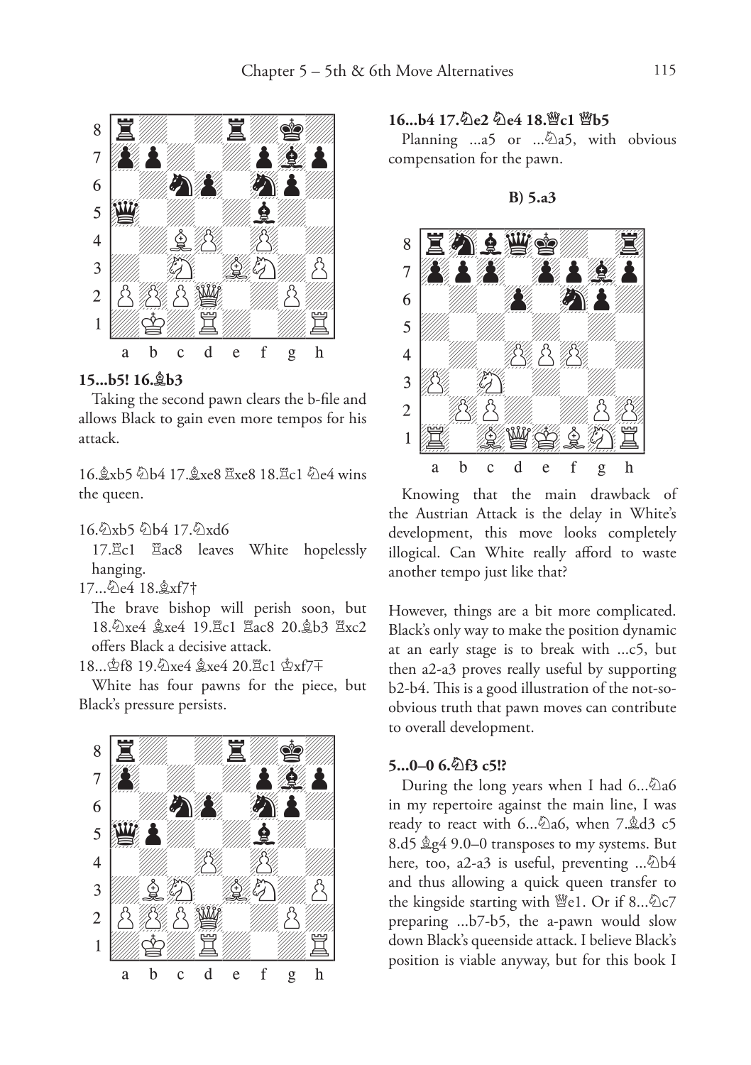**15...b5! 16.♗b3**

Taking the second pawn clears the b-file and allows Black to gain even more tempos for his attack.

16.♗xb5 ♘b4 17.♗xe8 ♖xe8 18.♖c1 ♘e4 wins the queen.

16.♘xb5 ♘b4 17.♘xd6

17.♖c1 ♖ac8 leaves White hopelessly hanging.

17...♘e4 18.♗xf7†

The brave bishop will perish soon, but 18.♘xe4 ♗xe4 19.♖c1 ♖ac8 20.♗b3 ♖xc2 offers Black a decisive attack.

18...♔f8 19.♘xe4 ♗xe4 20.♖c1 ♔xf7∓

White has four pawns for the piece, but Black's pressure persists.

**16...b4 17.♘e2 ♘e4 18.♕c1 ♕b5**

Planning ...a5 or ...♘a5, with obvious compensation for the pawn.

### B) 5.a3

Knowing that the main drawback of the Austrian Attack is the delay in White's development, this move looks completely illogical. Can White really afford to waste another tempo just like that?

However, things are a bit more complicated. Black's only way to make the position dynamic at an early stage is to break with ...c5, but then a2-a3 proves really useful by supporting b2-b4. This is a good illustration of the not-so-obvious truth that pawn moves can contribute to overall development.

**5...0–0 6.♘f3 c5!?**

During the long years when I had 6...♘a6 in my repertoire against the main line, I was ready to react with 6...♘a6, when 7.♗d3 c5 8.d5 ♗g4 9.0–0 transposes to my systems. But here, too, a2-a3 is useful, preventing ...♘b4 and thus allowing a quick queen transfer to the kingside starting with ♕e1. Or if 8...♘c7 preparing ...b7-b5, the a-pawn would slow down Black's queenside attack. I believe Black's position is viable anyway, but for this book I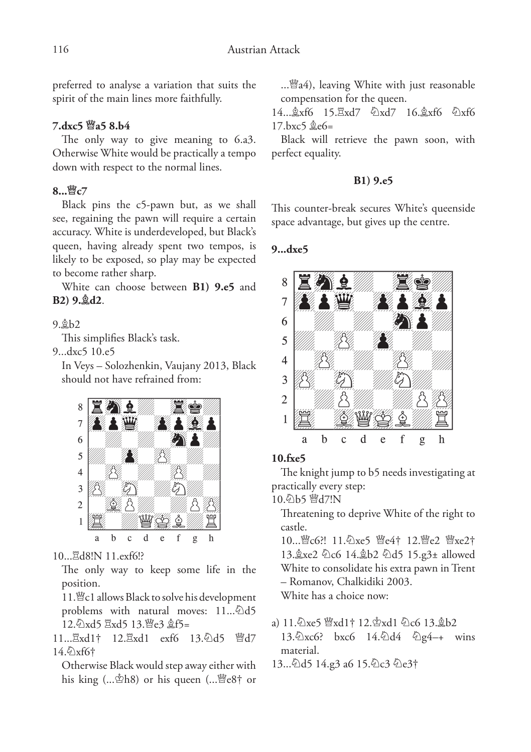preferred to analyse a variation that suits the spirit of the main lines more faithfully.

**7.dxc5 ♕a5 8.b4**

The only way to give meaning to 6.a3. Otherwise White would be practically a tempo down with respect to the normal lines.

**8...♕c7**

Black pins the c5-pawn but, as we shall see, regaining the pawn will require a certain accuracy. White is underdeveloped, but Black's queen, having already spent two tempos, is likely to be exposed, so play may be expected to become rather sharp.

White can choose between **B1) 9.e5** and **B2) 9.♗d2**.

9.♗b2

This simplifies Black's task.

9...dxc5 10.e5

In Veys – Solozhenkin, Vaujany 2013, Black should not have refrained from:

10...♖d8!N 11.exf6!?

The only way to keep some life in the position.

11.♕c1 allows Black to solve his development problems with natural moves: 11...♘d5 12.♘xd5 ♖xd5 13.♕e3 ♗f5=

11...♖xd1† 12.♖xd1 exf6 13.♘d5 ♕d7 14.♘xf6†

Otherwise Black would step away either with his king (...♔h8) or his queen (...♕e8† or ...♕a4), leaving White with just reasonable compensation for the queen.

14...♗xf6 15.♖xd7 ♘xd7 16.♗xf6 ♘xf6 17.bxc5 ♗e6=

Black will retrieve the pawn soon, with perfect equality.

### B1) 9.e5

This counter-break secures White's queenside space advantage, but gives up the centre.

**9...dxe5**

**10.fxe5**

The knight jump to b5 needs investigating at practically every step:

10.♘b5 ♕d7!N

Threatening to deprive White of the right to castle.

10...♕c6?! 11.♘xe5 ♕e4† 12.♕e2 ♕xe2† 13.♗xe2 ♘c6 14.♗b2 ♘d5 15.g3± allowed White to consolidate his extra pawn in Trent – Romanov, Chalkidiki 2003.

White has a choice now:

a) 11.♘xe5 ♕xd1† 12.♔xd1 ♘c6 13.♗b2

13.♘xc6? bxc6 14.♘d4 ♘g4–+ wins material.

13...♘d5 14.g3 a6 15.♘c3 ♘e3†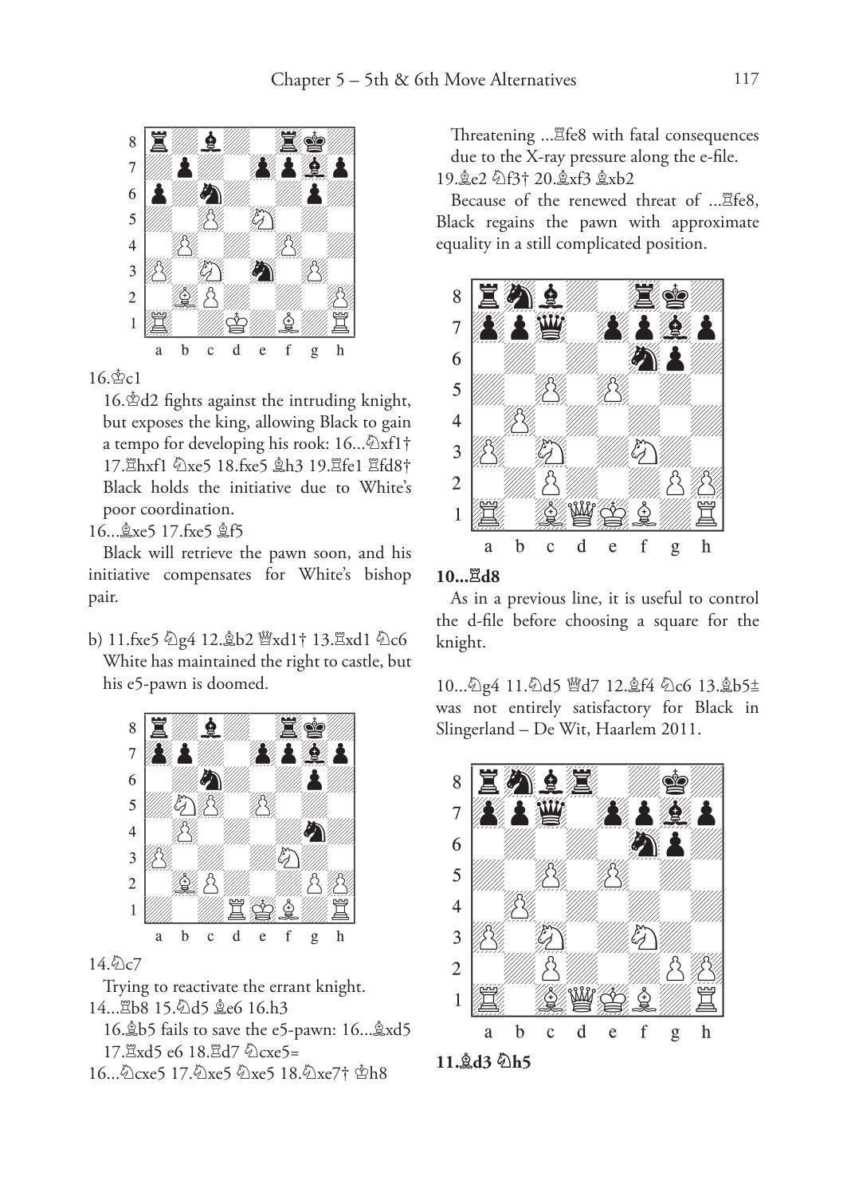16.♔c1

16.♔d2 fights against the intruding knight, but exposes the king, allowing Black to gain a tempo for developing his rook: 16...♘xf1† 17.♖hxf1 ♘xe5 18.fxe5 ♗h3 19.♖fe1 ♖fd8† Black holds the initiative due to White's poor coordination.

16...♗xe5 17.fxe5 ♗f5

Black will retrieve the pawn soon, and his initiative compensates for White's bishop pair.

b) 11.fxe5 ♘g4 12.♗b2 ♕xd1† 13.♖xd1 ♘c6

White has maintained the right to castle, but his e5-pawn is doomed.

14.♘c7

Trying to reactivate the errant knight.

14...♖b8 15.♘d5 ♗e6 16.h3

16.♗b5 fails to save the e5-pawn: 16...♗xd5 17.♖xd5 e6 18.♖d7 ♘cxe5=

16...♘cxe5 17.♘xe5 ♘xe5 18.♘xe7† ♔h8

Threatening ...♖fe8 with fatal consequences due to the X-ray pressure along the e-file.

19.♗e2 ♘f3† 20.♗xf3 ♗xb2

Because of the renewed threat of ...♖fe8, Black regains the pawn with approximate equality in a still complicated position.

**10...♖d8**

As in a previous line, it is useful to control the d-file before choosing a square for the knight.

10...♘g4 11.♘d5 ♕d7 12.♗f4 ♘c6 13.♗b5± was not entirely satisfactory for Black in Slingerland – De Wit, Haarlem 2011.

**11.♗d3 ♘h5**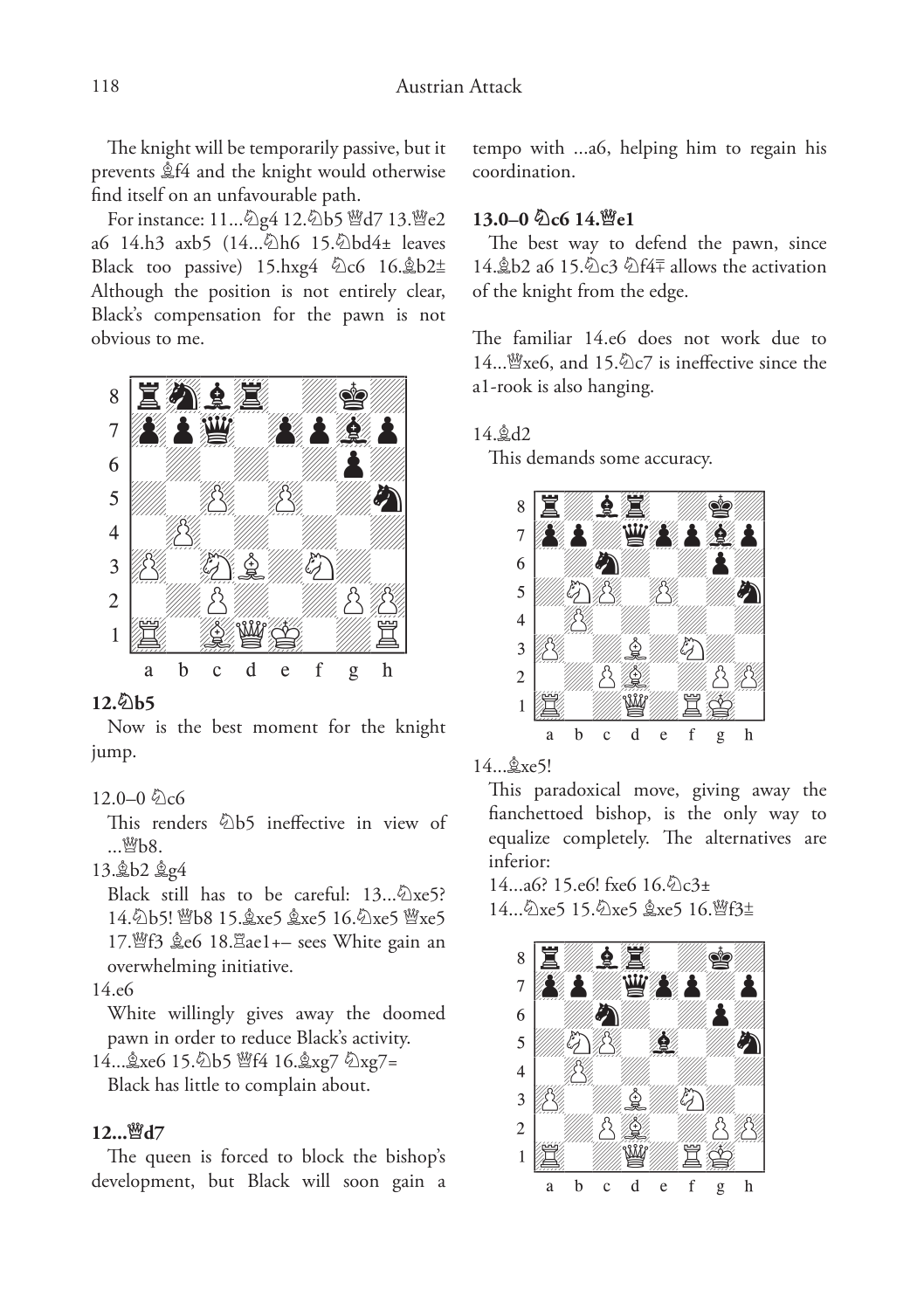The knight will be temporarily passive, but it prevents ♗f4 and the knight would otherwise find itself on an unfavourable path.

For instance: 11...♘g4 12.♘b5 ♕d7 13.♕e2 a6 14.h3 axb5 (14...♘h6 15.♘bd4± leaves Black too passive) 15.hxg4 ♘c6 16.♗b2± Although the position is not entirely clear, Black's compensation for the pawn is not obvious to me.

**12.♘b5**

Now is the best moment for the knight jump.

12.0–0 ♘c6

This renders ♘b5 ineffective in view of ...♕b8.

13.♗b2 ♗g4

Black still has to be careful: 13...♘xe5? 14.♘b5! ♕b8 15.♗xe5 ♗xe5 16.♘xe5 ♕xe5 17.♕f3 ♗e6 18.♖ae1+– sees White gain an overwhelming initiative.

14.e6

White willingly gives away the doomed pawn in order to reduce Black's activity.

14...♗xe6 15.♘b5 ♕f4 16.♗xg7 ♘xg7=

Black has little to complain about.

**12...♕d7**

The queen is forced to block the bishop's development, but Black will soon gain a tempo with ...a6, helping him to regain his coordination.

**13.0–0 ♘c6 14.♕e1**

The best way to defend the pawn, since 14.♗b2 a6 15.♘c3 ♘f4∓ allows the activation of the knight from the edge.

The familiar 14.e6 does not work due to 14...♕xe6, and 15.♘c7 is ineffective since the a1-rook is also hanging.

14.♗d2

This demands some accuracy.

14...♗xe5!

This paradoxical move, giving away the fianchettoed bishop, is the only way to equalize completely. The alternatives are inferior:

14...a6? 15.e6! fxe6 16.♘c3±

14...♘xe5 15.♘xe5 ♗xe5 16.♕f3±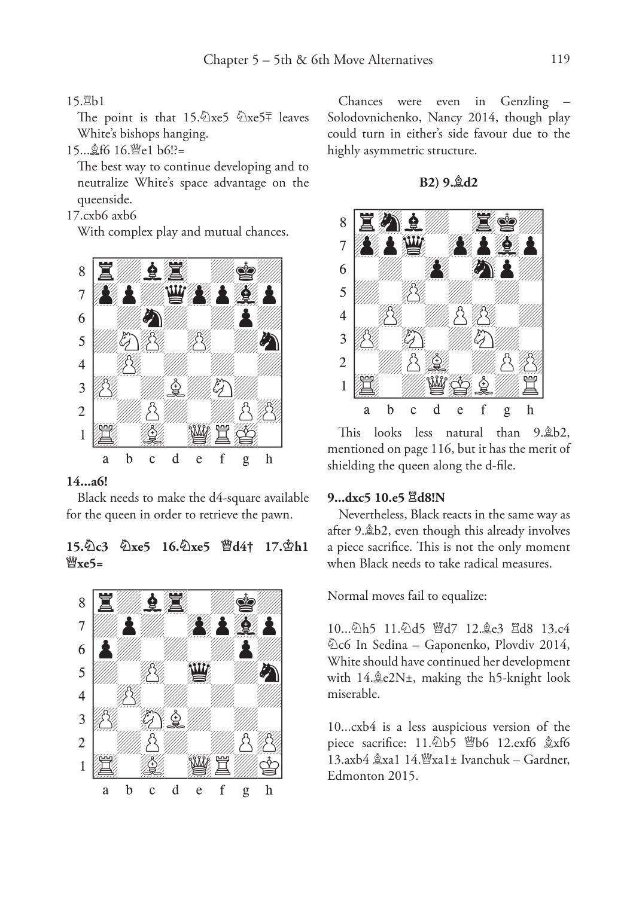15.♖b1

The point is that 15.♘xe5 ♘xe5∓ leaves White's bishops hanging.

15...♗f6 16.♕e1 b6!?=

The best way to continue developing and to neutralize White's space advantage on the queenside.

17.cxb6 axb6

With complex play and mutual chances.

**14...a6!**

Black needs to make the d4-square available for the queen in order to retrieve the pawn.

**15.♘c3 ♘xe5 16.♘xe5 ♕d4† 17.♔h1 ♕xe5=**

Chances were even in Genzling – Solodovnichenko, Nancy 2014, though play could turn in either's side favour due to the highly asymmetric structure.

**B2) 9.♗d2**

This looks less natural than 9.♗b2, mentioned on page 116, but it has the merit of shielding the queen along the d-file.

**9...dxc5 10.e5 ♖d8!N**

Nevertheless, Black reacts in the same way as after 9.♗b2, even though this already involves a piece sacrifice. This is not the only moment when Black needs to take radical measures.

Normal moves fail to equalize:

10...♘h5 11.♘d5 ♕d7 12.♗e3 ♖d8 13.c4 ♘c6 In Sedina – Gaponenko, Plovdiv 2014, White should have continued her development with 14.♗e2N±, making the h5-knight look miserable.

10...cxb4 is a less auspicious version of the piece sacrifice: 11.♘b5 ♕b6 12.exf6 ♗xf6 13.axb4 ♗xa1 14.♕xa1± Ivanchuk – Gardner, Edmonton 2015.